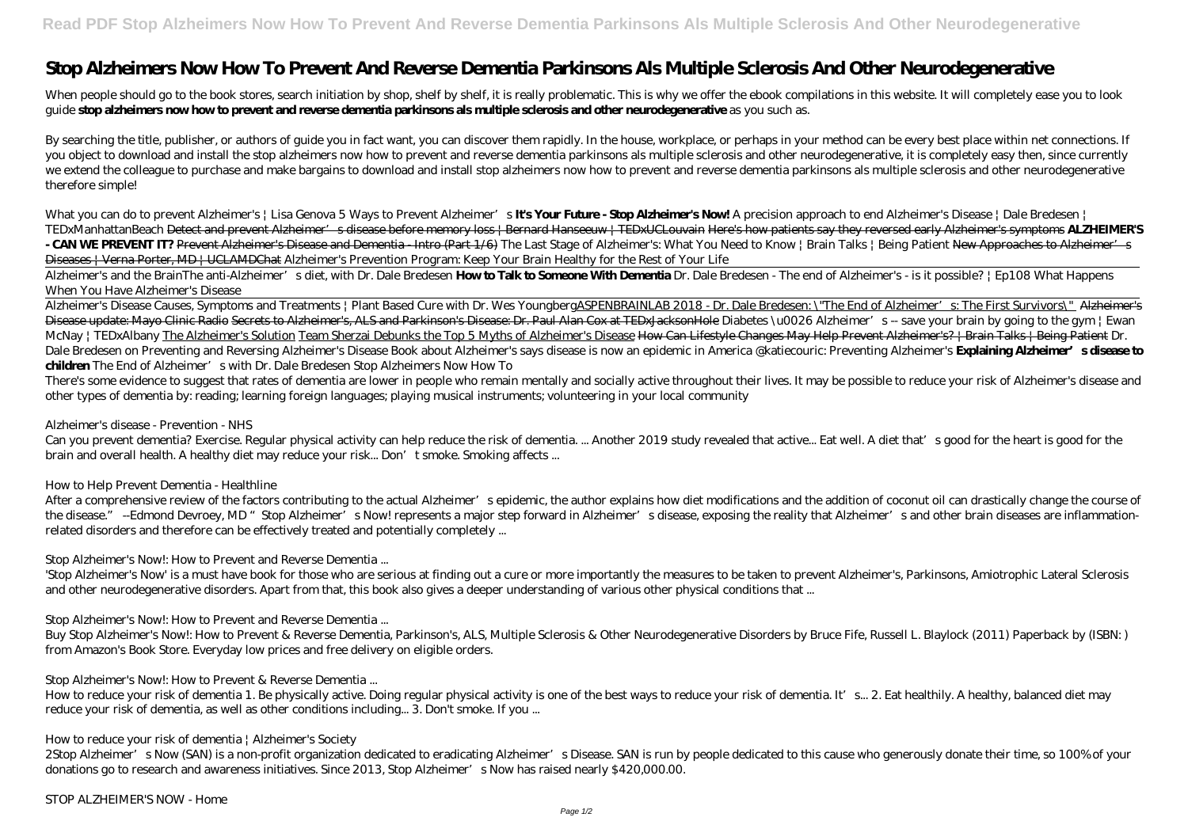# Stop Alzheimers Now How To Prevent And Reverse Dementia Parkinsons Als Multiple Sclerosis And Other Neurodegenerative

When people should go to the book stores, search initiation by shop, shelf by shelf, it is really problematic. This is why we offer the ebook compilations in this website. It will completely ease you to look guide **stop alzheimers now how to prevent and reverse dementia parkinsons als multiple sclerosis and other neurodegenerative** as you such as.

By searching the title, publisher, or authors of guide you in fact want, you can discover them rapidly. In the house, workplace, or perhaps in your method can be every best place within net connections. If you object to download and install the stop alzheimers now how to prevent and reverse dementia parkinsons als multiple sclerosis and other neurodegenerative, it is completely easy then, since currently we extend the colleague to purchase and make bargains to download and install stop alzheimers now how to prevent and reverse dementia parkinsons als multiple sclerosis and other neurodegenerative therefore simple!

*What you can do to prevent Alzheimer's | Lisa Genova* *5 Ways to Prevent Alzheimer's* **It's Your Future - Stop Alzheimer's Now!** *A precision approach to end Alzheimer's Disease | Dale Bredesen | TEDxManhattanBeach* ~~Detect and prevent Alzheimer's disease before memory loss | Bernard Hanseeuw | TEDxUCLouvain~~ ~~Here's how patients say they reversed early Alzheimer's symptoms~~ **ALZHEIMER'S - CAN WE PREVENT IT?** ~~Prevent Alzheimer's Disease and Dementia - Intro (Part 1/6)~~ *The Last Stage of Alzheimer's: What You Need to Know | Brain Talks | Being Patient* ~~New Approaches to Alzheimer's Diseases | Verna Porter, MD | UCLAMDChat~~ *Alzheimer's Prevention Program: Keep Your Brain Healthy for the Rest of Your Life*

Alzheimer's and the Brain*The anti-Alzheimer's diet, with Dr. Dale Bredesen* **How to Talk to Someone With Dementia** *Dr. Dale Bredesen - The end of Alzheimer's - is it possible? | Ep108* *What Happens When You Have Alzheimer's Disease*

Alzheimer's Disease Causes, Symptoms and Treatments | Plant Based Cure with Dr. Wes Youngberg ASPENBRAINLAB 2018 - Dr. Dale Bredesen: \"The End of Alzheimer's: The First Survivors\" ~~Alzheimer's Disease update: Mayo Clinic Radio~~ ~~Secrets to Alzheimer's, ALS and Parkinson's Disease: Dr. Paul Alan Cox at TEDxJacksonHole~~ *Diabetes \u0026 Alzheimer's -- save your brain by going to the gym | Ewan McNay | TEDxAlbany* The Alzheimer's Solution Team Sherzai Debunks the Top 5 Myths of Alzheimer's Disease ~~How Can Lifestyle Changes May Help Prevent Alzheimer's? | Brain Talks | Being Patient~~ *Dr. Dale Bredesen on Preventing and Reversing Alzheimer's Disease* *Book about Alzheimer's says disease is now an epidemic in America* *@katiecouric: Preventing Alzheimer's* **Explaining Alzheimer's disease to children** *The End of Alzheimer's with Dr. Dale Bredesen* *Stop Alzheimers Now How To*

There's some evidence to suggest that rates of dementia are lower in people who remain mentally and socially active throughout their lives. It may be possible to reduce your risk of Alzheimer's disease and other types of dementia by: reading; learning foreign languages; playing musical instruments; volunteering in your local community

*Alzheimer's disease - Prevention - NHS*

Can you prevent dementia? Exercise. Regular physical activity can help reduce the risk of dementia. ... Another 2019 study revealed that active... Eat well. A diet that's good for the heart is good for the brain and overall health. A healthy diet may reduce your risk... Don't smoke. Smoking affects ...

*How to Help Prevent Dementia - Healthline*

After a comprehensive review of the factors contributing to the actual Alzheimer's epidemic, the author explains how diet modifications and the addition of coconut oil can drastically change the course of the disease." --Edmond Devroey, MD "Stop Alzheimer's Now! represents a major step forward in Alzheimer's disease, exposing the reality that Alzheimer's and other brain diseases are inflammation-related disorders and therefore can be effectively treated and potentially completely ...

*Stop Alzheimer's Now!: How to Prevent and Reverse Dementia ...*

'Stop Alzheimer's Now' is a must have book for those who are serious at finding out a cure or more importantly the measures to be taken to prevent Alzheimer's, Parkinsons, Amiotrophic Lateral Sclerosis and other neurodegenerative disorders. Apart from that, this book also gives a deeper understanding of various other physical conditions that ...

*Stop Alzheimer's Now!: How to Prevent and Reverse Dementia ...*

Buy Stop Alzheimer's Now!: How to Prevent & Reverse Dementia, Parkinson's, ALS, Multiple Sclerosis & Other Neurodegenerative Disorders by Bruce Fife, Russell L. Blaylock (2011) Paperback by (ISBN: ) from Amazon's Book Store. Everyday low prices and free delivery on eligible orders.

*Stop Alzheimer's Now!: How to Prevent & Reverse Dementia ...*

How to reduce your risk of dementia 1. Be physically active. Doing regular physical activity is one of the best ways to reduce your risk of dementia. It's... 2. Eat healthily. A healthy, balanced diet may reduce your risk of dementia, as well as other conditions including... 3. Don't smoke. If you ...

*How to reduce your risk of dementia | Alzheimer's Society*

2Stop Alzheimer's Now (SAN) is a non-profit organization dedicated to eradicating Alzheimer's Disease. SAN is run by people dedicated to this cause who generously donate their time, so 100% of your donations go to research and awareness initiatives. Since 2013, Stop Alzheimer's Now has raised nearly $420,000.00.

*STOP ALZHEIMER'S NOW - Home*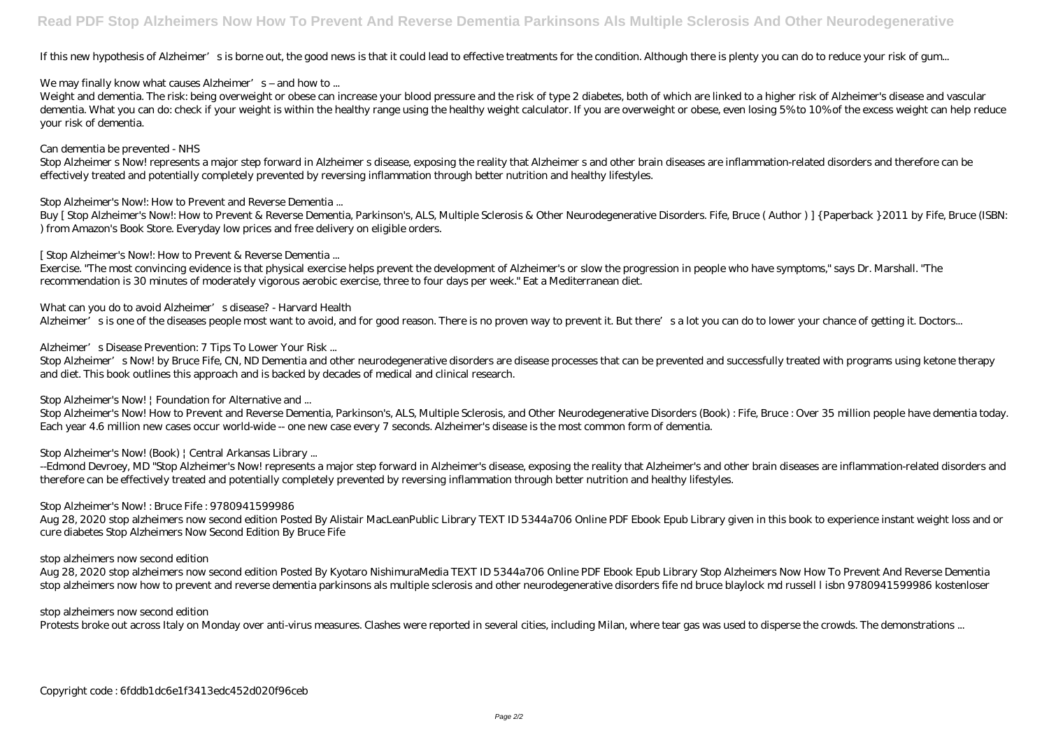If this new hypothesis of Alzheimer's is borne out, the good news is that it could lead to effective treatments for the condition. Although there is plenty you can do to reduce your risk of gum...

*We may finally know what causes Alzheimer's – and how to ...*

Weight and dementia. The risk: being overweight or obese can increase your blood pressure and the risk of type 2 diabetes, both of which are linked to a higher risk of Alzheimer's disease and vascular dementia. What you can do: check if your weight is within the healthy range using the healthy weight calculator. If you are overweight or obese, even losing 5% to 10% of the excess weight can help reduce your risk of dementia.

*Can dementia be prevented - NHS*

Stop Alzheimer s Now! represents a major step forward in Alzheimer s disease, exposing the reality that Alzheimer s and other brain diseases are inflammation-related disorders and therefore can be effectively treated and potentially completely prevented by reversing inflammation through better nutrition and healthy lifestyles.

*Stop Alzheimer's Now!: How to Prevent and Reverse Dementia ...*

Buy [ Stop Alzheimer's Now!: How to Prevent & Reverse Dementia, Parkinson's, ALS, Multiple Sclerosis & Other Neurodegenerative Disorders. Fife, Bruce ( Author ) ] { Paperback } 2011 by Fife, Bruce (ISBN: ) from Amazon's Book Store. Everyday low prices and free delivery on eligible orders.

*[ Stop Alzheimer's Now!: How to Prevent & Reverse Dementia ...*

Exercise. "The most convincing evidence is that physical exercise helps prevent the development of Alzheimer's or slow the progression in people who have symptoms," says Dr. Marshall. "The recommendation is 30 minutes of moderately vigorous aerobic exercise, three to four days per week." Eat a Mediterranean diet.

*What can you do to avoid Alzheimer's disease? - Harvard Health*

Alzheimer's is one of the diseases people most want to avoid, and for good reason. There is no proven way to prevent it. But there's a lot you can do to lower your chance of getting it. Doctors...

*Alzheimer's Disease Prevention: 7 Tips To Lower Your Risk ...*

Stop Alzheimer's Now! by Bruce Fife, CN, ND Dementia and other neurodegenerative disorders are disease processes that can be prevented and successfully treated with programs using ketone therapy and diet. This book outlines this approach and is backed by decades of medical and clinical research.

*Stop Alzheimer's Now! | Foundation for Alternative and ...*

Stop Alzheimer's Now! How to Prevent and Reverse Dementia, Parkinson's, ALS, Multiple Sclerosis, and Other Neurodegenerative Disorders (Book) : Fife, Bruce : Over 35 million people have dementia today. Each year 4.6 million new cases occur world-wide -- one new case every 7 seconds. Alzheimer's disease is the most common form of dementia.

*Stop Alzheimer's Now! (Book) | Central Arkansas Library ...*

--Edmond Devroey, MD "Stop Alzheimer's Now! represents a major step forward in Alzheimer's disease, exposing the reality that Alzheimer's and other brain diseases are inflammation-related disorders and therefore can be effectively treated and potentially completely prevented by reversing inflammation through better nutrition and healthy lifestyles.

*Stop Alzheimer's Now! : Bruce Fife : 9780941599986*

Aug 28, 2020 stop alzheimers now second edition Posted By Alistair MacLeanPublic Library TEXT ID 5344a706 Online PDF Ebook Epub Library given in this book to experience instant weight loss and or cure diabetes Stop Alzheimers Now Second Edition By Bruce Fife

*stop alzheimers now second edition*

Aug 28, 2020 stop alzheimers now second edition Posted By Kyotaro NishimuraMedia TEXT ID 5344a706 Online PDF Ebook Epub Library Stop Alzheimers Now How To Prevent And Reverse Dementia stop alzheimers now how to prevent and reverse dementia parkinsons als multiple sclerosis and other neurodegenerative disorders fife nd bruce blaylock md russell l isbn 9780941599986 kostenloser

*stop alzheimers now second edition*

Protests broke out across Italy on Monday over anti-virus measures. Clashes were reported in several cities, including Milan, where tear gas was used to disperse the crowds. The demonstrations ...

Copyright code : 6fddb1dc6e1f3413edc452d020f96ceb